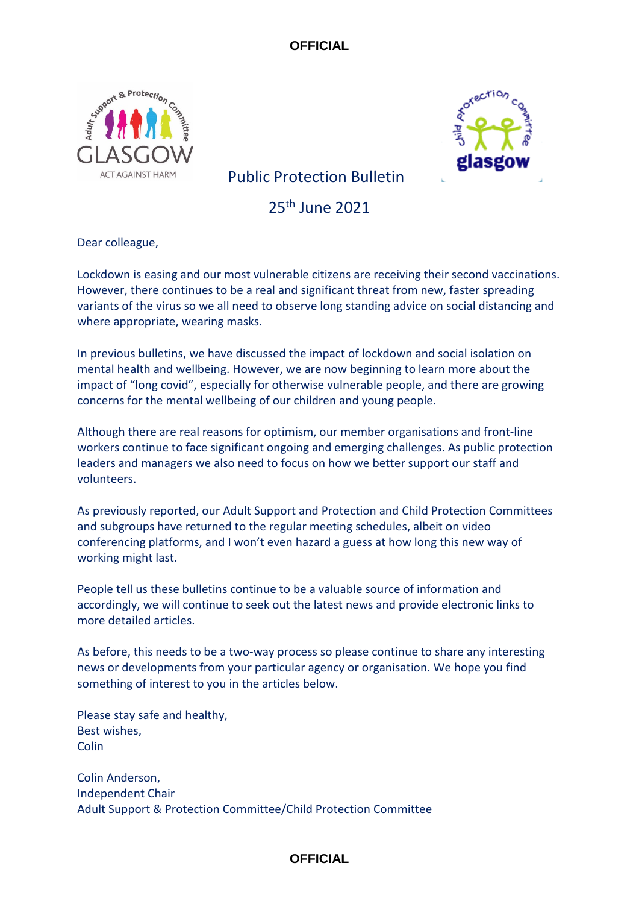# Public Protection Bulletin

## 25th June 2021

Dear colleague,

Lockdown is easing and our most vulnerable citizens are receiving their second vaccinations. However, there continues to be a real and significant threat from new, faster spreading variants of the virus so we all need to observe long standing advice on social distancing and where appropriate, wearing masks.

In previous bulletins, we have discussed the impact of lockdown and social isolation on mental health and wellbeing. However, we are now beginning to learn more about the impact of "long covid", especially for otherwise vulnerable people, and there are growing concerns for the mental wellbeing of our children and young people.

Although there are real reasons for optimism, our member organisations and front-line workers continue to face significant ongoing and emerging challenges. As public protection leaders and managers we also need to focus on how we better support our staff and volunteers.

As previously reported, our Adult Support and Protection and Child Protection Committees and subgroups have returned to the regular meeting schedules, albeit on video conferencing platforms, and I won't even hazard a guess at how long this new way of working might last.

People tell us these bulletins continue to be a valuable source of information and accordingly, we will continue to seek out the latest news and provide electronic links to more detailed articles.

As before, this needs to be a two-way process so please continue to share any interesting news or developments from your particular agency or organisation. We hope you find something of interest to you in the articles below.

Please stay safe and healthy,
Best wishes,
Colin

Colin Anderson,
Independent Chair
Adult Support & Protection Committee/Child Protection Committee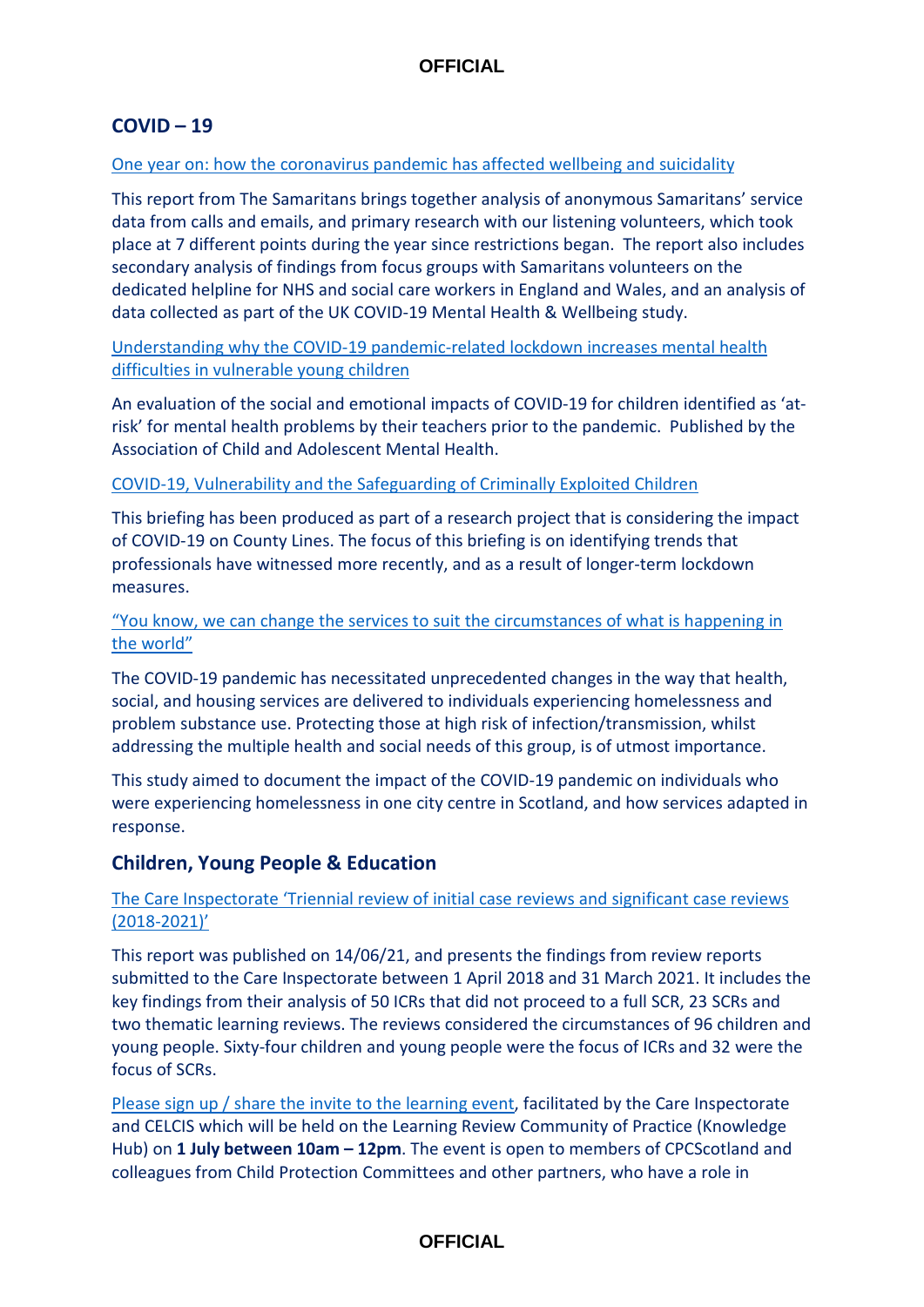## COVID – 19

[One year on: how the coronavirus pandemic has affected wellbeing and suicidality]

This report from The Samaritans brings together analysis of anonymous Samaritans' service data from calls and emails, and primary research with our listening volunteers, which took place at 7 different points during the year since restrictions began. The report also includes secondary analysis of findings from focus groups with Samaritans volunteers on the dedicated helpline for NHS and social care workers in England and Wales, and an analysis of data collected as part of the UK COVID-19 Mental Health & Wellbeing study.

[Understanding why the COVID-19 pandemic-related lockdown increases mental health difficulties in vulnerable young children]

An evaluation of the social and emotional impacts of COVID-19 for children identified as 'at-risk' for mental health problems by their teachers prior to the pandemic. Published by the Association of Child and Adolescent Mental Health.

[COVID-19, Vulnerability and the Safeguarding of Criminally Exploited Children]

This briefing has been produced as part of a research project that is considering the impact of COVID-19 on County Lines. The focus of this briefing is on identifying trends that professionals have witnessed more recently, and as a result of longer-term lockdown measures.

["You know, we can change the services to suit the circumstances of what is happening in the world"]

The COVID-19 pandemic has necessitated unprecedented changes in the way that health, social, and housing services are delivered to individuals experiencing homelessness and problem substance use. Protecting those at high risk of infection/transmission, whilst addressing the multiple health and social needs of this group, is of utmost importance.

This study aimed to document the impact of the COVID-19 pandemic on individuals who were experiencing homelessness in one city centre in Scotland, and how services adapted in response.

## Children, Young People & Education

[The Care Inspectorate 'Triennial review of initial case reviews and significant case reviews (2018-2021)']

This report was published on 14/06/21, and presents the findings from review reports submitted to the Care Inspectorate between 1 April 2018 and 31 March 2021. It includes the key findings from their analysis of 50 ICRs that did not proceed to a full SCR, 23 SCRs and two thematic learning reviews. The reviews considered the circumstances of 96 children and young people. Sixty-four children and young people were the focus of ICRs and 32 were the focus of SCRs.

[Please sign up / share the invite to the learning event], facilitated by the Care Inspectorate and CELCIS which will be held on the Learning Review Community of Practice (Knowledge Hub) on **1 July between 10am – 12pm**. The event is open to members of CPCScotland and colleagues from Child Protection Committees and other partners, who have a role in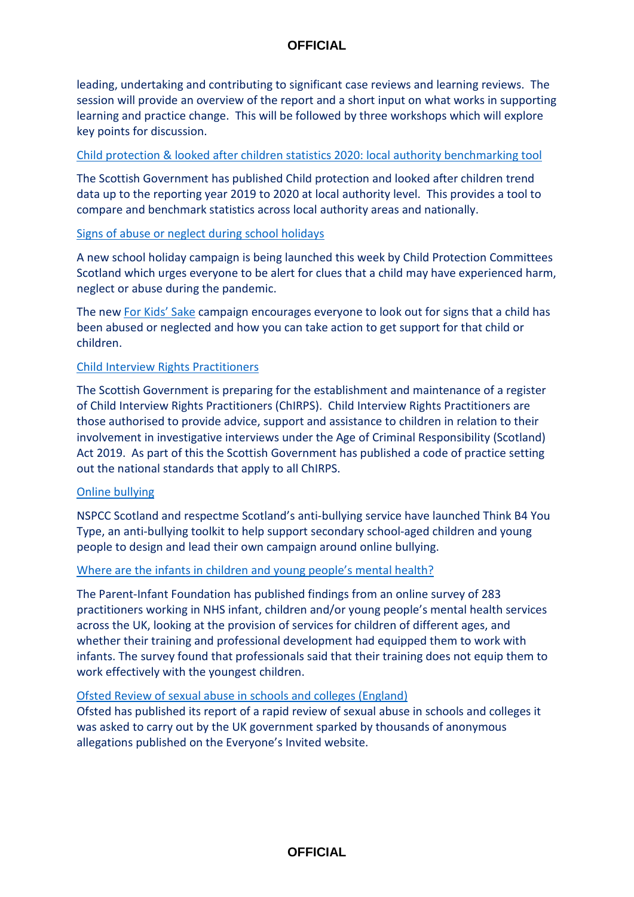leading, undertaking and contributing to significant case reviews and learning reviews. The session will provide an overview of the report and a short input on what works in supporting learning and practice change. This will be followed by three workshops which will explore key points for discussion.

Child protection & looked after children statistics 2020: local authority benchmarking tool

The Scottish Government has published Child protection and looked after children trend data up to the reporting year 2019 to 2020 at local authority level. This provides a tool to compare and benchmark statistics across local authority areas and nationally.

Signs of abuse or neglect during school holidays

A new school holiday campaign is being launched this week by Child Protection Committees Scotland which urges everyone to be alert for clues that a child may have experienced harm, neglect or abuse during the pandemic.

The new For Kids' Sake campaign encourages everyone to look out for signs that a child has been abused or neglected and how you can take action to get support for that child or children.

Child Interview Rights Practitioners

The Scottish Government is preparing for the establishment and maintenance of a register of Child Interview Rights Practitioners (ChIRPS). Child Interview Rights Practitioners are those authorised to provide advice, support and assistance to children in relation to their involvement in investigative interviews under the Age of Criminal Responsibility (Scotland) Act 2019. As part of this the Scottish Government has published a code of practice setting out the national standards that apply to all ChIRPS.

Online bullying

NSPCC Scotland and respectme Scotland's anti-bullying service have launched Think B4 You Type, an anti-bullying toolkit to help support secondary school-aged children and young people to design and lead their own campaign around online bullying.

Where are the infants in children and young people's mental health?

The Parent-Infant Foundation has published findings from an online survey of 283 practitioners working in NHS infant, children and/or young people's mental health services across the UK, looking at the provision of services for children of different ages, and whether their training and professional development had equipped them to work with infants. The survey found that professionals said that their training does not equip them to work effectively with the youngest children.

Ofsted Review of sexual abuse in schools and colleges (England)

Ofsted has published its report of a rapid review of sexual abuse in schools and colleges it was asked to carry out by the UK government sparked by thousands of anonymous allegations published on the Everyone's Invited website.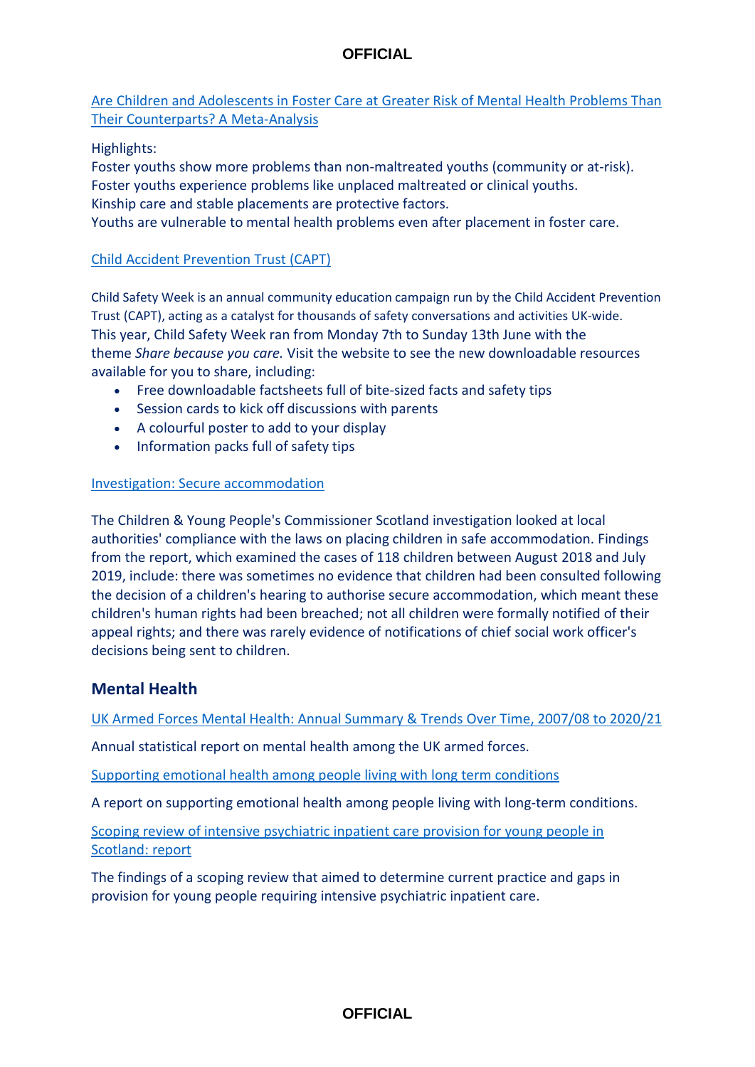[Are Children and Adolescents in Foster Care at Greater Risk of Mental Health Problems Than Their Counterparts? A Meta-Analysis]

Highlights:
Foster youths show more problems than non-maltreated youths (community or at-risk).
Foster youths experience problems like unplaced maltreated or clinical youths.
Kinship care and stable placements are protective factors.
Youths are vulnerable to mental health problems even after placement in foster care.

[Child Accident Prevention Trust (CAPT)]

Child Safety Week is an annual community education campaign run by the Child Accident Prevention Trust (CAPT), acting as a catalyst for thousands of safety conversations and activities UK-wide. This year, Child Safety Week ran from Monday 7th to Sunday 13th June with the theme *Share because you care.* Visit the website to see the new downloadable resources available for you to share, including:

- Free downloadable factsheets full of bite-sized facts and safety tips
- Session cards to kick off discussions with parents
- A colourful poster to add to your display
- Information packs full of safety tips

[Investigation: Secure accommodation]

The Children & Young People's Commissioner Scotland investigation looked at local authorities' compliance with the laws on placing children in safe accommodation. Findings from the report, which examined the cases of 118 children between August 2018 and July 2019, include: there was sometimes no evidence that children had been consulted following the decision of a children's hearing to authorise secure accommodation, which meant these children's human rights had been breached; not all children were formally notified of their appeal rights; and there was rarely evidence of notifications of chief social work officer's decisions being sent to children.

## Mental Health

[UK Armed Forces Mental Health: Annual Summary & Trends Over Time, 2007/08 to 2020/21]

Annual statistical report on mental health among the UK armed forces.

[Supporting emotional health among people living with long term conditions]

A report on supporting emotional health among people living with long-term conditions.

[Scoping review of intensive psychiatric inpatient care provision for young people in Scotland: report]

The findings of a scoping review that aimed to determine current practice and gaps in provision for young people requiring intensive psychiatric inpatient care.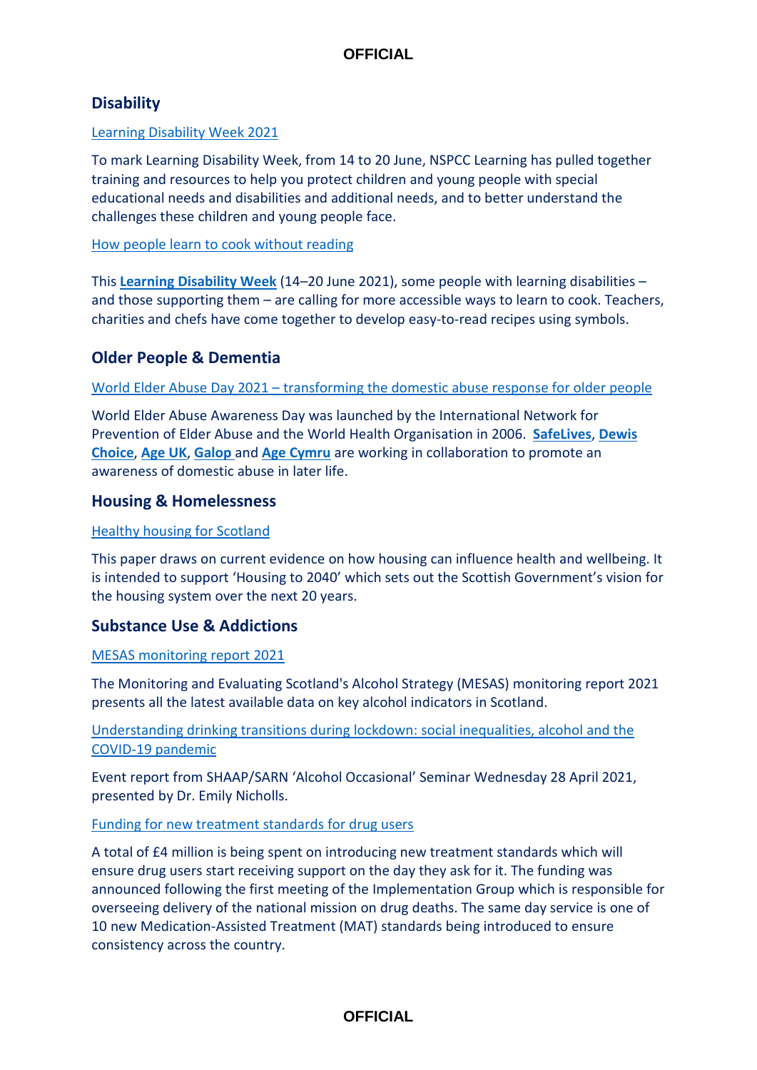## Disability

Learning Disability Week 2021

To mark Learning Disability Week, from 14 to 20 June, NSPCC Learning has pulled together training and resources to help you protect children and young people with special educational needs and disabilities and additional needs, and to better understand the challenges these children and young people face.

How people learn to cook without reading

This **Learning Disability Week** (14–20 June 2021), some people with learning disabilities – and those supporting them – are calling for more accessible ways to learn to cook. Teachers, charities and chefs have come together to develop easy-to-read recipes using symbols.

## Older People & Dementia

World Elder Abuse Day 2021 – transforming the domestic abuse response for older people

World Elder Abuse Awareness Day was launched by the International Network for Prevention of Elder Abuse and the World Health Organisation in 2006. **SafeLives**, **Dewis Choice**, **Age UK**, **Galop** and **Age Cymru** are working in collaboration to promote an awareness of domestic abuse in later life.

## Housing & Homelessness

Healthy housing for Scotland

This paper draws on current evidence on how housing can influence health and wellbeing. It is intended to support 'Housing to 2040' which sets out the Scottish Government's vision for the housing system over the next 20 years.

## Substance Use & Addictions

MESAS monitoring report 2021

The Monitoring and Evaluating Scotland's Alcohol Strategy (MESAS) monitoring report 2021 presents all the latest available data on key alcohol indicators in Scotland.

Understanding drinking transitions during lockdown: social inequalities, alcohol and the COVID-19 pandemic

Event report from SHAAP/SARN 'Alcohol Occasional' Seminar Wednesday 28 April 2021, presented by Dr. Emily Nicholls.

Funding for new treatment standards for drug users

A total of £4 million is being spent on introducing new treatment standards which will ensure drug users start receiving support on the day they ask for it. The funding was announced following the first meeting of the Implementation Group which is responsible for overseeing delivery of the national mission on drug deaths. The same day service is one of 10 new Medication-Assisted Treatment (MAT) standards being introduced to ensure consistency across the country.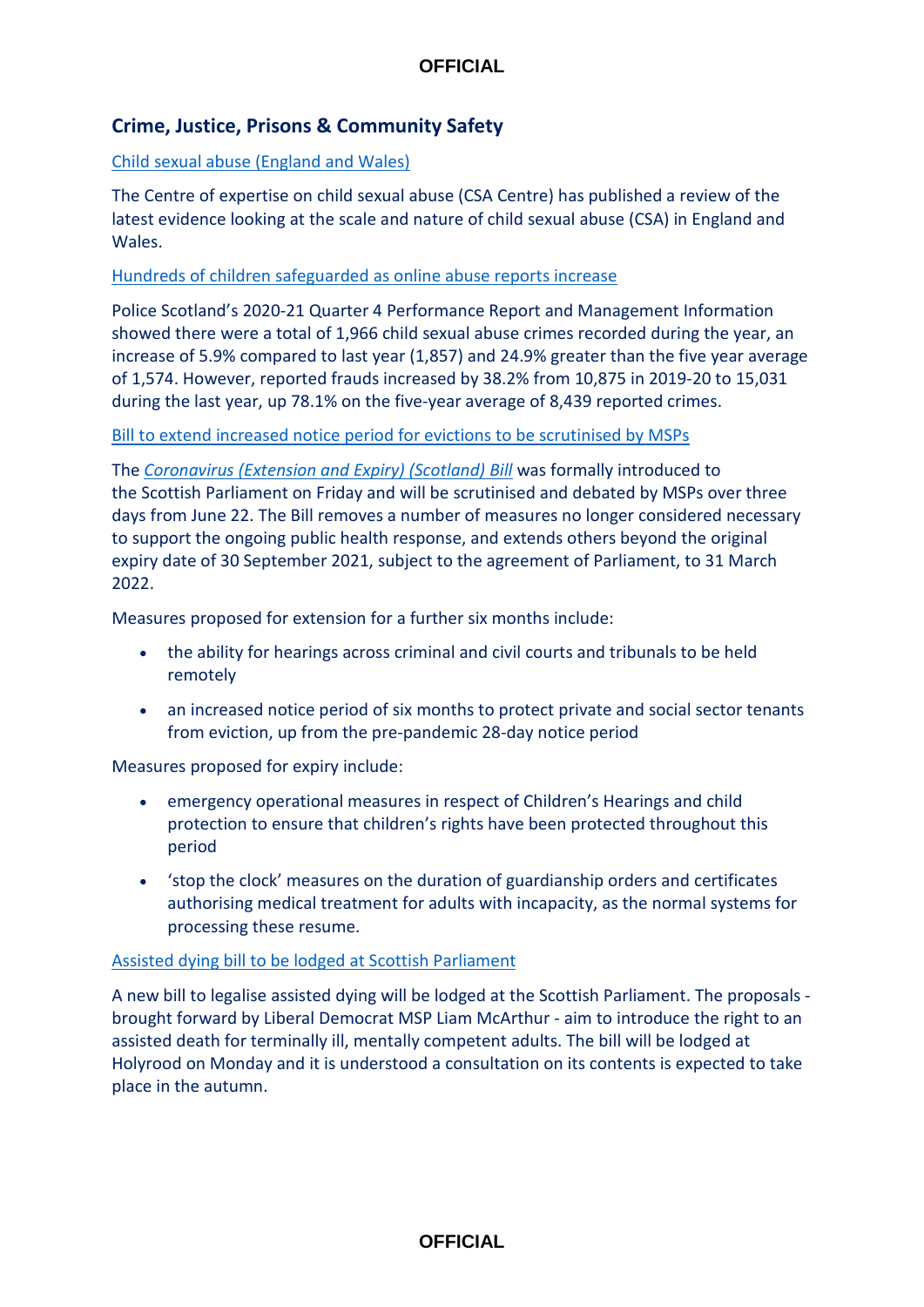## Crime, Justice, Prisons & Community Safety

Child sexual abuse (England and Wales)

The Centre of expertise on child sexual abuse (CSA Centre) has published a review of the latest evidence looking at the scale and nature of child sexual abuse (CSA) in England and Wales.

Hundreds of children safeguarded as online abuse reports increase

Police Scotland's 2020-21 Quarter 4 Performance Report and Management Information showed there were a total of 1,966 child sexual abuse crimes recorded during the year, an increase of 5.9% compared to last year (1,857) and 24.9% greater than the five year average of 1,574. However, reported frauds increased by 38.2% from 10,875 in 2019-20 to 15,031 during the last year, up 78.1% on the five-year average of 8,439 reported crimes.

Bill to extend increased notice period for evictions to be scrutinised by MSPs

The *Coronavirus (Extension and Expiry) (Scotland) Bill* was formally introduced to the Scottish Parliament on Friday and will be scrutinised and debated by MSPs over three days from June 22. The Bill removes a number of measures no longer considered necessary to support the ongoing public health response, and extends others beyond the original expiry date of 30 September 2021, subject to the agreement of Parliament, to 31 March 2022.

Measures proposed for extension for a further six months include:

- the ability for hearings across criminal and civil courts and tribunals to be held remotely
- an increased notice period of six months to protect private and social sector tenants from eviction, up from the pre-pandemic 28-day notice period

Measures proposed for expiry include:

- emergency operational measures in respect of Children's Hearings and child protection to ensure that children's rights have been protected throughout this period
- 'stop the clock' measures on the duration of guardianship orders and certificates authorising medical treatment for adults with incapacity, as the normal systems for processing these resume.

Assisted dying bill to be lodged at Scottish Parliament

A new bill to legalise assisted dying will be lodged at the Scottish Parliament. The proposals - brought forward by Liberal Democrat MSP Liam McArthur - aim to introduce the right to an assisted death for terminally ill, mentally competent adults. The bill will be lodged at Holyrood on Monday and it is understood a consultation on its contents is expected to take place in the autumn.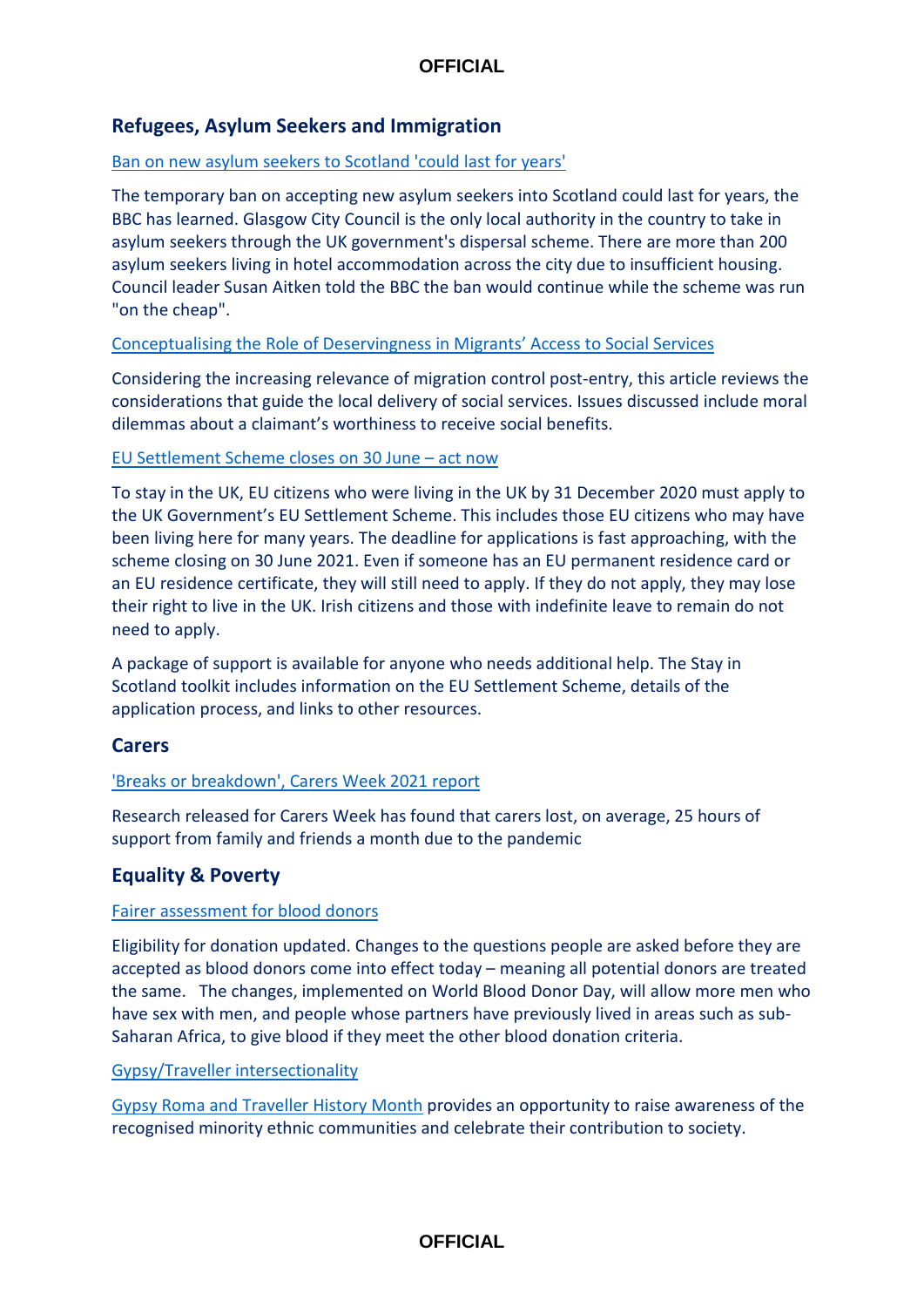## Refugees, Asylum Seekers and Immigration

[Ban on new asylum seekers to Scotland 'could last for years']

The temporary ban on accepting new asylum seekers into Scotland could last for years, the BBC has learned. Glasgow City Council is the only local authority in the country to take in asylum seekers through the UK government's dispersal scheme. There are more than 200 asylum seekers living in hotel accommodation across the city due to insufficient housing. Council leader Susan Aitken told the BBC the ban would continue while the scheme was run "on the cheap".

[Conceptualising the Role of Deservingness in Migrants' Access to Social Services]

Considering the increasing relevance of migration control post-entry, this article reviews the considerations that guide the local delivery of social services. Issues discussed include moral dilemmas about a claimant's worthiness to receive social benefits.

[EU Settlement Scheme closes on 30 June – act now]

To stay in the UK, EU citizens who were living in the UK by 31 December 2020 must apply to the UK Government's EU Settlement Scheme. This includes those EU citizens who may have been living here for many years. The deadline for applications is fast approaching, with the scheme closing on 30 June 2021. Even if someone has an EU permanent residence card or an EU residence certificate, they will still need to apply. If they do not apply, they may lose their right to live in the UK. Irish citizens and those with indefinite leave to remain do not need to apply.

A package of support is available for anyone who needs additional help. The Stay in Scotland toolkit includes information on the EU Settlement Scheme, details of the application process, and links to other resources.

## Carers

['Breaks or breakdown', Carers Week 2021 report]

Research released for Carers Week has found that carers lost, on average, 25 hours of support from family and friends a month due to the pandemic

## Equality & Poverty

[Fairer assessment for blood donors]

Eligibility for donation updated. Changes to the questions people are asked before they are accepted as blood donors come into effect today – meaning all potential donors are treated the same. The changes, implemented on World Blood Donor Day, will allow more men who have sex with men, and people whose partners have previously lived in areas such as sub-Saharan Africa, to give blood if they meet the other blood donation criteria.

[Gypsy/Traveller intersectionality]

[Gypsy Roma and Traveller History Month] provides an opportunity to raise awareness of the recognised minority ethnic communities and celebrate their contribution to society.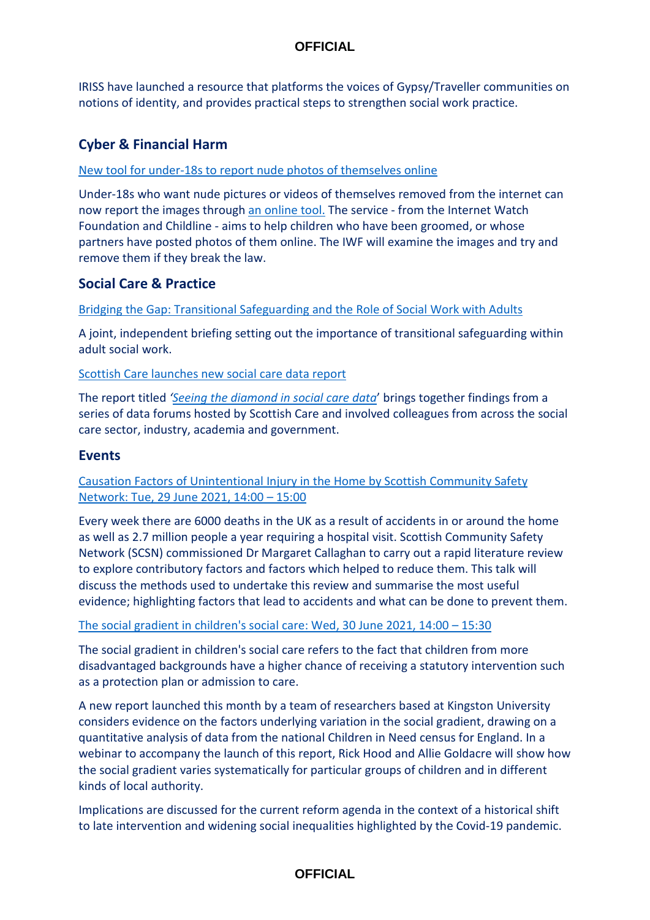IRISS have launched a resource that platforms the voices of Gypsy/Traveller communities on notions of identity, and provides practical steps to strengthen social work practice.

## Cyber & Financial Harm

New tool for under-18s to report nude photos of themselves online

Under-18s who want nude pictures or videos of themselves removed from the internet can now report the images through an online tool. The service - from the Internet Watch Foundation and Childline - aims to help children who have been groomed, or whose partners have posted photos of them online. The IWF will examine the images and try and remove them if they break the law.

## Social Care & Practice

Bridging the Gap: Transitional Safeguarding and the Role of Social Work with Adults

A joint, independent briefing setting out the importance of transitional safeguarding within adult social work.

Scottish Care launches new social care data report

The report titled *'Seeing the diamond in social care data'* brings together findings from a series of data forums hosted by Scottish Care and involved colleagues from across the social care sector, industry, academia and government.

## Events

Causation Factors of Unintentional Injury in the Home by Scottish Community Safety Network: Tue, 29 June 2021, 14:00 – 15:00

Every week there are 6000 deaths in the UK as a result of accidents in or around the home as well as 2.7 million people a year requiring a hospital visit. Scottish Community Safety Network (SCSN) commissioned Dr Margaret Callaghan to carry out a rapid literature review to explore contributory factors and factors which helped to reduce them. This talk will discuss the methods used to undertake this review and summarise the most useful evidence; highlighting factors that lead to accidents and what can be done to prevent them.

The social gradient in children's social care: Wed, 30 June 2021, 14:00 – 15:30

The social gradient in children's social care refers to the fact that children from more disadvantaged backgrounds have a higher chance of receiving a statutory intervention such as a protection plan or admission to care.

A new report launched this month by a team of researchers based at Kingston University considers evidence on the factors underlying variation in the social gradient, drawing on a quantitative analysis of data from the national Children in Need census for England. In a webinar to accompany the launch of this report, Rick Hood and Allie Goldacre will show how the social gradient varies systematically for particular groups of children and in different kinds of local authority.

Implications are discussed for the current reform agenda in the context of a historical shift to late intervention and widening social inequalities highlighted by the Covid-19 pandemic.